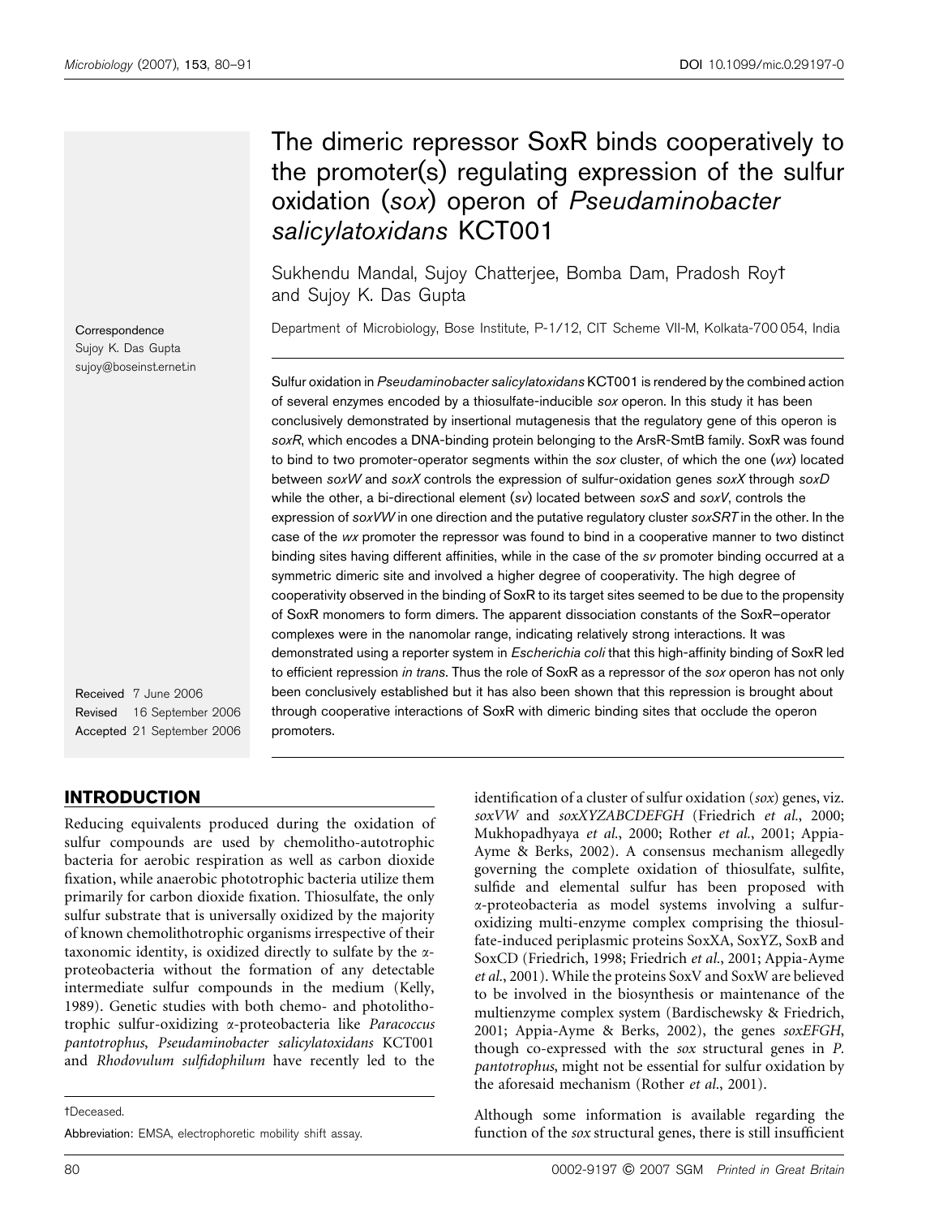# The dimeric repressor SoxR binds cooperatively to the promoter(s) regulating expression of the sulfur oxidation (*sox*) operon of *Pseudaminobacter salicylatoxidans* KCT001

Sukhendu Mandal, Sujoy Chatterjee, Bomba Dam, Pradosh Roy† and Sujoy K. Das Gupta

Department of Microbiology, Bose Institute, P-1/12, CIT Scheme VII-M, Kolkata-700 054, India

Correspondence
Sujoy K. Das Gupta
sujoy@boseinst.ernet.in

Received 7 June 2006
Revised 16 September 2006
Accepted 21 September 2006

Sulfur oxidation in *Pseudaminobacter salicylatoxidans* KCT001 is rendered by the combined action of several enzymes encoded by a thiosulfate-inducible *sox* operon. In this study it has been conclusively demonstrated by insertional mutagenesis that the regulatory gene of this operon is *soxR*, which encodes a DNA-binding protein belonging to the ArsR-SmtB family. SoxR was found to bind to two promoter-operator segments within the *sox* cluster, of which the one (*wx*) located between *soxW* and *soxX* controls the expression of sulfur-oxidation genes *soxX* through *soxD* while the other, a bi-directional element (*sv*) located between *soxS* and *soxV*, controls the expression of *soxVW* in one direction and the putative regulatory cluster *soxSRT* in the other. In the case of the *wx* promoter the repressor was found to bind in a cooperative manner to two distinct binding sites having different affinities, while in the case of the *sv* promoter binding occurred at a symmetric dimeric site and involved a higher degree of cooperativity. The high degree of cooperativity observed in the binding of SoxR to its target sites seemed to be due to the propensity of SoxR monomers to form dimers. The apparent dissociation constants of the SoxR–operator complexes were in the nanomolar range, indicating relatively strong interactions. It was demonstrated using a reporter system in *Escherichia coli* that this high-affinity binding of SoxR led to efficient repression *in trans*. Thus the role of SoxR as a repressor of the *sox* operon has not only been conclusively established but it has also been shown that this repression is brought about through cooperative interactions of SoxR with dimeric binding sites that occlude the operon promoters.

## INTRODUCTION

Reducing equivalents produced during the oxidation of sulfur compounds are used by chemolitho-autotrophic bacteria for aerobic respiration as well as carbon dioxide fixation, while anaerobic phototrophic bacteria utilize them primarily for carbon dioxide fixation. Thiosulfate, the only sulfur substrate that is universally oxidized by the majority of known chemolithotrophic organisms irrespective of their taxonomic identity, is oxidized directly to sulfate by the α-proteobacteria without the formation of any detectable intermediate sulfur compounds in the medium (Kelly, 1989). Genetic studies with both chemo- and photolithotrophic sulfur-oxidizing α-proteobacteria like *Paracoccus pantotrophus*, *Pseudaminobacter salicylatoxidans* KCT001 and *Rhodovulum sulfidophilum* have recently led to the identification of a cluster of sulfur oxidation (*sox*) genes, viz. *soxVW* and *soxXYZABCDEFGH* (Friedrich *et al.*, 2000; Mukhopadhyaya *et al.*, 2000; Rother *et al.*, 2001; Appia-Ayme & Berks, 2002). A consensus mechanism allegedly governing the complete oxidation of thiosulfate, sulfite, sulfide and elemental sulfur has been proposed with α-proteobacteria as model systems involving a sulfur-oxidizing multi-enzyme complex comprising the thiosulfate-induced periplasmic proteins SoxXA, SoxYZ, SoxB and SoxCD (Friedrich, 1998; Friedrich *et al.*, 2001; Appia-Ayme *et al.*, 2001). While the proteins SoxV and SoxW are believed to be involved in the biosynthesis or maintenance of the multienzyme complex system (Bardischewsky & Friedrich, 2001; Appia-Ayme & Berks, 2002), the genes *soxEFGH*, though co-expressed with the *sox* structural genes in *P. pantotrophus*, might not be essential for sulfur oxidation by the aforesaid mechanism (Rother *et al.*, 2001).

Although some information is available regarding the function of the *sox* structural genes, there is still insufficient

†Deceased.

Abbreviation: EMSA, electrophoretic mobility shift assay.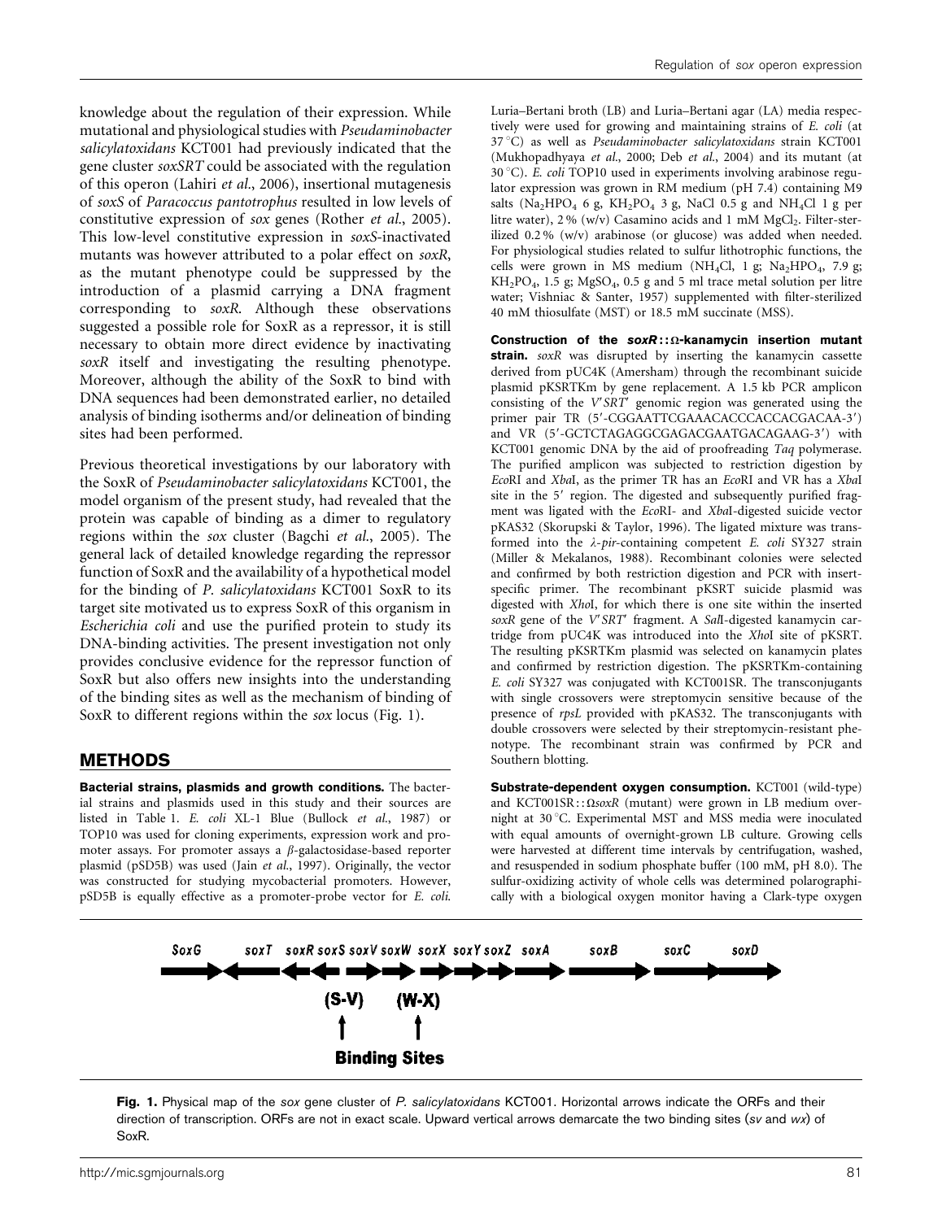knowledge about the regulation of their expression. While mutational and physiological studies with *Pseudaminobacter salicylatoxidans* KCT001 had previously indicated that the gene cluster *soxSRT* could be associated with the regulation of this operon (Lahiri *et al.*, 2006), insertional mutagenesis of *soxS* of *Paracoccus pantotrophus* resulted in low levels of constitutive expression of *sox* genes (Rother *et al.*, 2005). This low-level constitutive expression in *soxS*-inactivated mutants was however attributed to a polar effect on *soxR*, as the mutant phenotype could be suppressed by the introduction of a plasmid carrying a DNA fragment corresponding to *soxR*. Although these observations suggested a possible role for SoxR as a repressor, it is still necessary to obtain more direct evidence by inactivating *soxR* itself and investigating the resulting phenotype. Moreover, although the ability of the SoxR to bind with DNA sequences had been demonstrated earlier, no detailed analysis of binding isotherms and/or delineation of binding sites had been performed.

Previous theoretical investigations by our laboratory with the SoxR of *Pseudaminobacter salicylatoxidans* KCT001, the model organism of the present study, had revealed that the protein was capable of binding as a dimer to regulatory regions within the *sox* cluster (Bagchi *et al.*, 2005). The general lack of detailed knowledge regarding the repressor function of SoxR and the availability of a hypothetical model for the binding of *P. salicylatoxidans* KCT001 SoxR to its target site motivated us to express SoxR of this organism in *Escherichia coli* and use the purified protein to study its DNA-binding activities. The present investigation not only provides conclusive evidence for the repressor function of SoxR but also offers new insights into the understanding of the binding sites as well as the mechanism of binding of SoxR to different regions within the *sox* locus (Fig. 1).

## METHODS

**Bacterial strains, plasmids and growth conditions.** The bacterial strains and plasmids used in this study and their sources are listed in Table 1. *E. coli* XL-1 Blue (Bullock *et al.*, 1987) or TOP10 was used for cloning experiments, expression work and promoter assays. For promoter assays a *β*-galactosidase-based reporter plasmid (pSD5B) was used (Jain *et al.*, 1997). Originally, the vector was constructed for studying mycobacterial promoters. However, pSD5B is equally effective as a promoter-probe vector for *E. coli*. Luria–Bertani broth (LB) and Luria–Bertani agar (LA) media respectively were used for growing and maintaining strains of *E. coli* (at 37 °C) as well as *Pseudaminobacter salicylatoxidans* strain KCT001 (Mukhopadhyaya *et al.*, 2000; Deb *et al.*, 2004) and its mutant (at 30 °C). *E. coli* TOP10 used in experiments involving arabinose regulator expression was grown in RM medium (pH 7.4) containing M9 salts ($Na_2HPO_4$ 6 g, $KH_2PO_4$ 3 g, NaCl 0.5 g and $NH_4Cl$ 1 g per litre water), 2 % (w/v) Casamino acids and 1 mM $MgCl_2$. Filter-sterilized 0.2 % (w/v) arabinose (or glucose) was added when needed. For physiological studies related to sulfur lithotrophic functions, the cells were grown in MS medium ($NH_4Cl$, 1 g; $Na_2HPO_4$, 7.9 g; $KH_2PO_4$, 1.5 g; $MgSO_4$, 0.5 g and 5 ml trace metal solution per litre water; Vishniac & Santer, 1957) supplemented with filter-sterilized 40 mM thiosulfate (MST) or 18.5 mM succinate (MSS).

**Construction of the *soxR*::Ω-kanamycin insertion mutant strain.** *soxR* was disrupted by inserting the kanamycin cassette derived from pUC4K (Amersham) through the recombinant suicide plasmid pKSRTKm by gene replacement. A 1.5 kb PCR amplicon consisting of the *V′SRT′* genomic region was generated using the primer pair TR (5′-CGGAATTCGAAACACCCACCACGACAA-3′) and VR (5′-GCTCTAGAGGCGAGACGAATGACAGAAG-3′) with KCT001 genomic DNA by the aid of proofreading *Taq* polymerase. The purified amplicon was subjected to restriction digestion by *Eco*RI and *Xba*I, as the primer TR has an *Eco*RI and VR has a *Xba*I site in the 5′ region. The digested and subsequently purified fragment was ligated with the *Eco*RI- and *Xba*I-digested suicide vector pKAS32 (Skorupski & Taylor, 1996). The ligated mixture was transformed into the *λ-pir*-containing competent *E. coli* SY327 strain (Miller & Mekalanos, 1988). Recombinant colonies were selected and confirmed by both restriction digestion and PCR with insert-specific primer. The recombinant pKSRT suicide plasmid was digested with *Xho*I, for which there is one site within the inserted *soxR* gene of the *V′SRT′* fragment. A *Sal*I-digested kanamycin cartridge from pUC4K was introduced into the *Xho*I site of pKSRT. The resulting pKSRTKm plasmid was selected on kanamycin plates and confirmed by restriction digestion. The pKSRTKm-containing *E. coli* SY327 was conjugated with KCT001SR. The transconjugants with single crossovers were streptomycin sensitive because of the presence of *rpsL* provided with pKAS32. The transconjugants with double crossovers were selected by their streptomycin-resistant phenotype. The recombinant strain was confirmed by PCR and Southern blotting.

**Substrate-dependent oxygen consumption.** KCT001 (wild-type) and KCT001SR::Ω*soxR* (mutant) were grown in LB medium overnight at 30 °C. Experimental MST and MSS media were inoculated with equal amounts of overnight-grown LB culture. Growing cells were harvested at different time intervals by centrifugation, washed, and resuspended in sodium phosphate buffer (100 mM, pH 8.0). The sulfur-oxidizing activity of whole cells was determined polarographically with a biological oxygen monitor having a Clark-type oxygen

SoxG soxT soxR soxS soxV soxW soxX soxY soxZ soxA soxB soxC soxD

(S-V) (W-X)

Binding Sites

**Fig. 1.** Physical map of the *sox* gene cluster of *P. salicylatoxidans* KCT001. Horizontal arrows indicate the ORFs and their direction of transcription. ORFs are not in exact scale. Upward vertical arrows demarcate the two binding sites (*sv* and *wx*) of SoxR.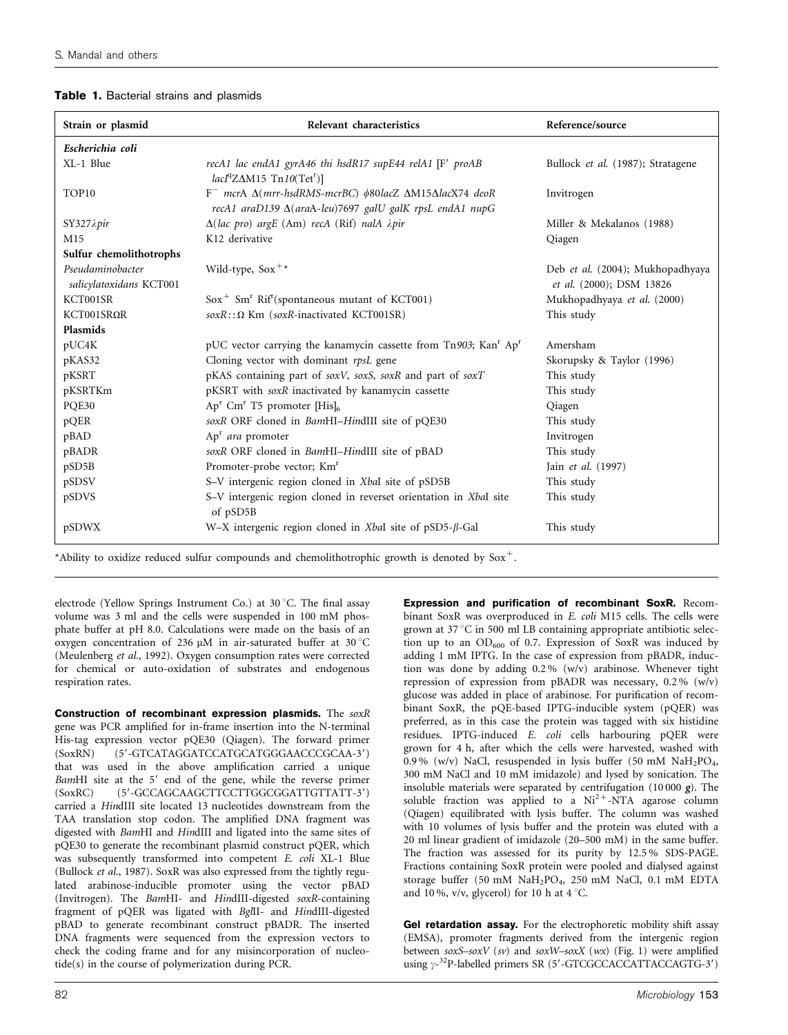**Table 1.** Bacterial strains and plasmids

| Strain or plasmid | Relevant characteristics | Reference/source |
|---|---|---|
| ***Escherichia coli*** | | |
| XL-1 Blue | *recA1 lac endA1 gyrA46 thi hsdR17 supE44 relA1* [F′ *proAB lacI*$^q$Z$\Delta$M15 Tn*10*(Tet$^r$)] | Bullock *et al.* (1987); Stratagene |
| TOP10 | F$^-$ *mcrA* $\Delta$(*mrr-hsdRMS-mcrBC*) $\phi$80*lacZ* $\Delta$M15$\Delta$*lacX74 deoR recA1 araD139* $\Delta$(*araA-leu*)7697 *galU galK rpsL endA1 nupG* | Invitrogen |
| SY327$\lambda$*pir* | $\Delta$(*lac pro*) *argE* (Am) *recA* (Rif) *nalA* $\lambda$*pir* | Miller & Mekalanos (1988) |
| M15 | K12 derivative | Qiagen |
| **Sulfur chemolithotrophs** | | |
| *Pseudaminobacter salicylatoxidans* KCT001 | Wild-type, Sox$^+$* | Deb *et al.* (2004); Mukhopadhyaya *et al.* (2000); DSM 13826 |
| KCT001SR | Sox$^+$ Sm$^r$ Rif$^r$(spontaneous mutant of KCT001) | Mukhopadhyaya *et al.* (2000) |
| KCT001SR$\Omega$R | *soxR*::$\Omega$ Km (*soxR*-inactivated KCT001SR) | This study |
| **Plasmids** | | |
| pUC4K | pUC vector carrying the kanamycin cassette from Tn*903*; Kan$^r$ Ap$^r$ | Amersham |
| pKAS32 | Cloning vector with dominant *rpsL* gene | Skorupsky & Taylor (1996) |
| pKSRT | pKAS containing part of *soxV*, *soxS*, *soxR* and part of *soxT* | This study |
| pKSRTKm | pKSRT with *soxR* inactivated by kanamycin cassette | This study |
| PQE30 | Ap$^r$ Cm$^r$ T5 promoter [His]$_6$ | Qiagen |
| pQER | *soxR* ORF cloned in *Bam*HI–*Hin*dIII site of pQE30 | This study |
| pBAD | Ap$^r$ *ara* promoter | Invitrogen |
| pBADR | *soxR* ORF cloned in *Bam*HI–*Hin*dIII site of pBAD | This study |
| pSD5B | Promoter-probe vector; Km$^r$ | Jain *et al.* (1997) |
| pSDSV | S–V intergenic region cloned in *Xba*I site of pSD5B | This study |
| pSDVS | S–V intergenic region cloned in reverset orientation in *Xba*I site of pSD5B | This study |
| pSDWX | W–X intergenic region cloned in *Xba*I site of pSD5-$\beta$-Gal | This study |

*Ability to oxidize reduced sulfur compounds and chemolithotrophic growth is denoted by Sox$^+$.

electrode (Yellow Springs Instrument Co.) at 30 °C. The final assay volume was 3 ml and the cells were suspended in 100 mM phosphate buffer at pH 8.0. Calculations were made on the basis of an oxygen concentration of 236 μM in air-saturated buffer at 30 °C (Meulenberg *et al.*, 1992). Oxygen consumption rates were corrected for chemical or auto-oxidation of substrates and endogenous respiration rates.

**Construction of recombinant expression plasmids.** The *soxR* gene was PCR amplified for in-frame insertion into the N-terminal His-tag expression vector pQE30 (Qiagen). The forward primer (SoxRN) (5′-GTCATAGGATCCATGCATGGGAACCCGCAA-3′) that was used in the above amplification carried a unique *Bam*HI site at the 5′ end of the gene, while the reverse primer (SoxRC) (5′-GCCAGCAAGCTTCCTTGGCGGATTGTTATT-3′) carried a *Hin*dIII site located 13 nucleotides downstream from the TAA translation stop codon. The amplified DNA fragment was digested with *Bam*HI and *Hin*dIII and ligated into the same sites of pQE30 to generate the recombinant plasmid construct pQER, which was subsequently transformed into competent *E. coli* XL-1 Blue (Bullock *et al.*, 1987). SoxR was also expressed from the tightly regulated arabinose-inducible promoter using the vector pBAD (Invitrogen). The *Bam*HI- and *Hin*dIII-digested *soxR*-containing fragment of pQER was ligated with *Bgl*II- and *Hin*dIII-digested pBAD to generate recombinant construct pBADR. The inserted DNA fragments were sequenced from the expression vectors to check the coding frame and for any misincorporation of nucleotide(s) in the course of polymerization during PCR.

**Expression and purification of recombinant SoxR.** Recombinant SoxR was overproduced in *E. coli* M15 cells. The cells were grown at 37 °C in 500 ml LB containing appropriate antibiotic selection up to an $OD_{600}$ of 0.7. Expression of SoxR was induced by adding 1 mM IPTG. In the case of expression from pBADR, induction was done by adding 0.2 % (w/v) arabinose. Whenever tight repression of expression from pBADR was necessary, 0.2 % (w/v) glucose was added in place of arabinose. For purification of recombinant SoxR, the pQE-based IPTG-inducible system (pQER) was preferred, as in this case the protein was tagged with six histidine residues. IPTG-induced *E. coli* cells harbouring pQER were grown for 4 h, after which the cells were harvested, washed with 0.9 % (w/v) NaCl, resuspended in lysis buffer (50 mM $NaH_2PO_4$, 300 mM NaCl and 10 mM imidazole) and lysed by sonication. The insoluble materials were separated by centrifugation (10 000 ***g***). The soluble fraction was applied to a $Ni^{2+}$-NTA agarose column (Qiagen) equilibrated with lysis buffer. The column was washed with 10 volumes of lysis buffer and the protein was eluted with a 20 ml linear gradient of imidazole (20–500 mM) in the same buffer. The fraction was assessed for its purity by 12.5 % SDS-PAGE. Fractions containing SoxR protein were pooled and dialysed against storage buffer (50 mM $NaH_2PO_4$, 250 mM NaCl, 0.1 mM EDTA and 10 %, v/v, glycerol) for 10 h at 4 °C.

**Gel retardation assay.** For the electrophoretic mobility shift assay (EMSA), promoter fragments derived from the intergenic region between *soxS–soxV* (*sv*) and *soxW–soxX* (*wx*) (Fig. 1) were amplified using $\gamma$-$^{32}$P-labelled primers SR (5′-GTCGCCACCATTACCAGTG-3′)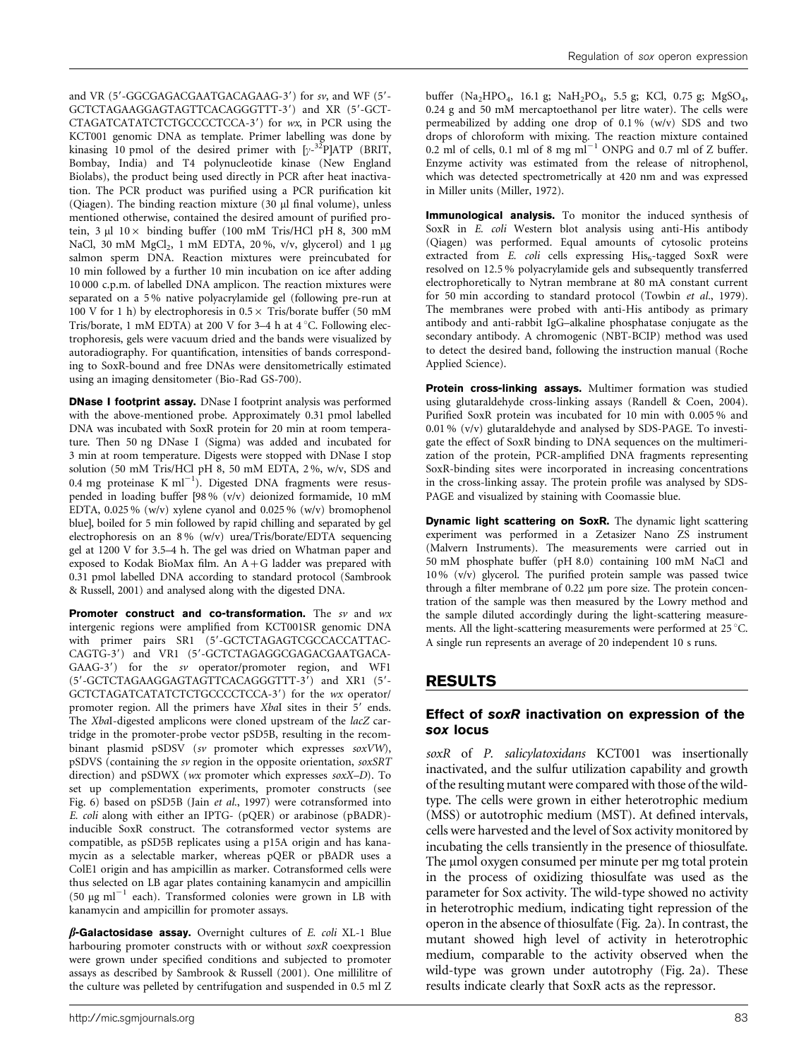and VR (5′-GGCGAGACGAATGACAGAAG-3′) for *sv*, and WF (5′-GCTCTAGAAGGAGTAGTTCACAGGGTTT-3′) and XR (5′-GCTCTAGATCATATCTCTGCCCCTCCA-3′) for *wx*, in PCR using the KCT001 genomic DNA as template. Primer labelling was done by kinasing 10 pmol of the desired primer with [$\gamma$-$^{32}$P]ATP (BRIT, Bombay, India) and T4 polynucleotide kinase (New England Biolabs), the product being used directly in PCR after heat inactivation. The PCR product was purified using a PCR purification kit (Qiagen). The binding reaction mixture (30 µl final volume), unless mentioned otherwise, contained the desired amount of purified protein, 3 µl 10× binding buffer (100 mM Tris/HCl pH 8, 300 mM NaCl, 30 mM $MgCl_2$, 1 mM EDTA, 20 %, v/v, glycerol) and 1 µg salmon sperm DNA. Reaction mixtures were preincubated for 10 min followed by a further 10 min incubation on ice after adding 10 000 c.p.m. of labelled DNA amplicon. The reaction mixtures were separated on a 5 % native polyacrylamide gel (following pre-run at 100 V for 1 h) by electrophoresis in 0.5× Tris/borate buffer (50 mM Tris/borate, 1 mM EDTA) at 200 V for 3–4 h at 4 °C. Following electrophoresis, gels were vacuum dried and the bands were visualized by autoradiography. For quantification, intensities of bands corresponding to SoxR-bound and free DNAs were densitometrically estimated using an imaging densitometer (Bio-Rad GS-700).

**DNase I footprint assay.** DNase I footprint analysis was performed with the above-mentioned probe. Approximately 0.31 pmol labelled DNA was incubated with SoxR protein for 20 min at room temperature. Then 50 ng DNase I (Sigma) was added and incubated for 3 min at room temperature. Digests were stopped with DNase I stop solution (50 mM Tris/HCl pH 8, 50 mM EDTA, 2 %, w/v, SDS and 0.4 mg proteinase K $ml^{-1}$). Digested DNA fragments were resuspended in loading buffer [98 % (v/v) deionized formamide, 10 mM EDTA, 0.025 % (w/v) xylene cyanol and 0.025 % (w/v) bromophenol blue], boiled for 5 min followed by rapid chilling and separated by gel electrophoresis on an 8 % (w/v) urea/Tris/borate/EDTA sequencing gel at 1200 V for 3.5–4 h. The gel was dried on Whatman paper and exposed to Kodak BioMax film. An A+G ladder was prepared with 0.31 pmol labelled DNA according to standard protocol (Sambrook & Russell, 2001) and analysed along with the digested DNA.

**Promoter construct and co-transformation.** The *sv* and *wx* intergenic regions were amplified from KCT001SR genomic DNA with primer pairs SR1 (5′-GCTCTAGAGTCGCCACCATTAC-CAGTG-3′) and VR1 (5′-GCTCTAGAGGCGAGACGAATGACA-GAAG-3′) for the *sv* operator/promoter region, and WF1 (5′-GCTCTAGAAGGAGTAGTTCACAGGGTTT-3′) and XR1 (5′-GCTCTAGATCATATCTCTGCCCCTCCA-3′) for the *wx* operator/promoter region. All the primers have *Xba*I sites in their 5′ ends. The *Xba*I-digested amplicons were cloned upstream of the *lacZ* cartridge in the promoter-probe vector pSD5B, resulting in the recombinant plasmid pSDSV (*sv* promoter which expresses *soxVW*), pSDVS (containing the *sv* region in the opposite orientation, *soxSRT* direction) and pSDWX (*wx* promoter which expresses *soxX–D*). To set up complementation experiments, promoter constructs (see Fig. 6) based on pSD5B (Jain *et al.*, 1997) were cotransformed into *E. coli* along with either an IPTG- (pQER) or arabinose (pBADR)-inducible SoxR construct. The cotransformed vector systems are compatible, as pSD5B replicates using a p15A origin and has kanamycin as a selectable marker, whereas pQER or pBADR uses a ColE1 origin and has ampicillin as marker. Cotransformed cells were thus selected on LB agar plates containing kanamycin and ampicillin (50 µg $ml^{-1}$ each). Transformed colonies were grown in LB with kanamycin and ampicillin for promoter assays.

***β*-Galactosidase assay.** Overnight cultures of *E. coli* XL-1 Blue harbouring promoter constructs with or without *soxR* coexpression were grown under specified conditions and subjected to promoter assays as described by Sambrook & Russell (2001). One millilitre of the culture was pelleted by centrifugation and suspended in 0.5 ml Z buffer ($Na_2HPO_4$, 16.1 g; $NaH_2PO_4$, 5.5 g; KCl, 0.75 g; $MgSO_4$, 0.24 g and 50 mM mercaptoethanol per litre water). The cells were permeabilized by adding one drop of 0.1 % (w/v) SDS and two drops of chloroform with mixing. The reaction mixture contained 0.2 ml of cells, 0.1 ml of 8 mg $ml^{-1}$ ONPG and 0.7 ml of Z buffer. Enzyme activity was estimated from the release of nitrophenol, which was detected spectrometrically at 420 nm and was expressed in Miller units (Miller, 1972).

**Immunological analysis.** To monitor the induced synthesis of SoxR in *E. coli* Western blot analysis using anti-His antibody (Qiagen) was performed. Equal amounts of cytosolic proteins extracted from *E. coli* cells expressing $His_6$-tagged SoxR were resolved on 12.5 % polyacrylamide gels and subsequently transferred electrophoretically to Nytran membrane at 80 mA constant current for 50 min according to standard protocol (Towbin *et al.*, 1979). The membranes were probed with anti-His antibody as primary antibody and anti-rabbit IgG–alkaline phosphatase conjugate as the secondary antibody. A chromogenic (NBT-BCIP) method was used to detect the desired band, following the instruction manual (Roche Applied Science).

**Protein cross-linking assays.** Multimer formation was studied using glutaraldehyde cross-linking assays (Randell & Coen, 2004). Purified SoxR protein was incubated for 10 min with 0.005 % and 0.01 % (v/v) glutaraldehyde and analysed by SDS-PAGE. To investigate the effect of SoxR binding to DNA sequences on the multimerization of the protein, PCR-amplified DNA fragments representing SoxR-binding sites were incorporated in increasing concentrations in the cross-linking assay. The protein profile was analysed by SDS-PAGE and visualized by staining with Coomassie blue.

**Dynamic light scattering on SoxR.** The dynamic light scattering experiment was performed in a Zetasizer Nano ZS instrument (Malvern Instruments). The measurements were carried out in 50 mM phosphate buffer (pH 8.0) containing 100 mM NaCl and 10 % (v/v) glycerol. The purified protein sample was passed twice through a filter membrane of 0.22 µm pore size. The protein concentration of the sample was then measured by the Lowry method and the sample diluted accordingly during the light-scattering measurements. All the light-scattering measurements were performed at 25 °C. A single run represents an average of 20 independent 10 s runs.

## RESULTS

### Effect of *soxR* inactivation on expression of the *sox* locus

*soxR* of *P. salicylatoxidans* KCT001 was insertionally inactivated, and the sulfur utilization capability and growth of the resulting mutant were compared with those of the wild-type. The cells were grown in either heterotrophic medium (MSS) or autotrophic medium (MST). At defined intervals, cells were harvested and the level of Sox activity monitored by incubating the cells transiently in the presence of thiosulfate. The µmol oxygen consumed per minute per mg total protein in the process of oxidizing thiosulfate was used as the parameter for Sox activity. The wild-type showed no activity in heterotrophic medium, indicating tight repression of the operon in the absence of thiosulfate (Fig. 2a). In contrast, the mutant showed high level of activity in heterotrophic medium, comparable to the activity observed when the wild-type was grown under autotrophy (Fig. 2a). These results indicate clearly that SoxR acts as the repressor.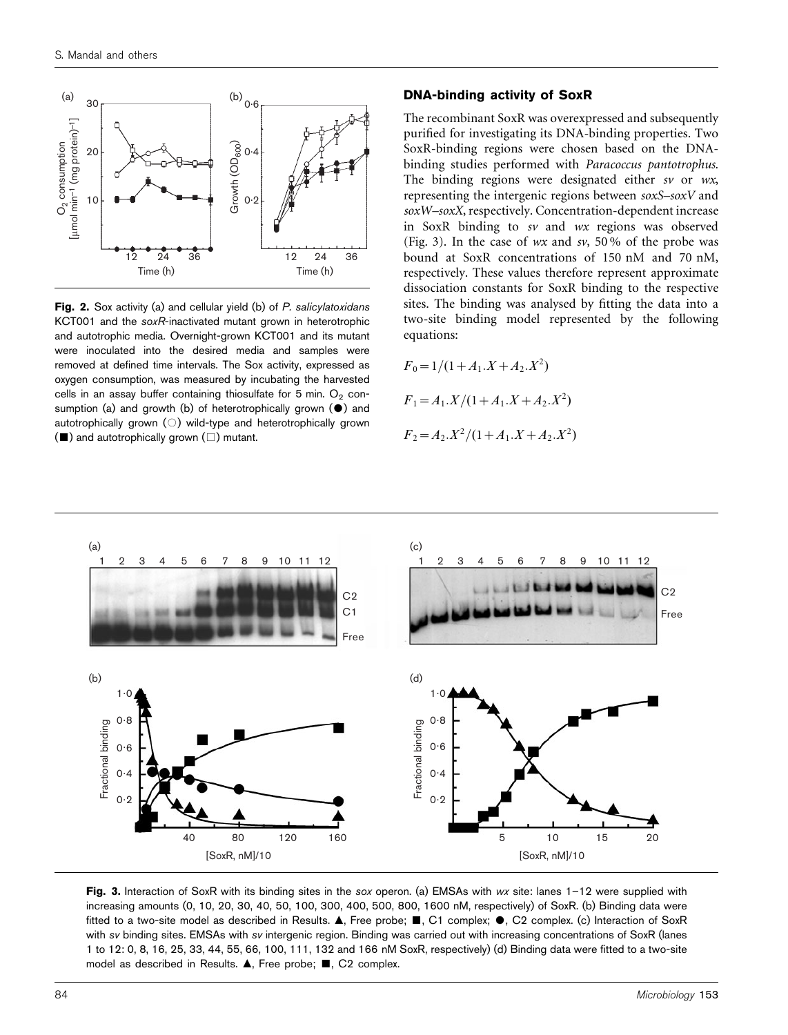**Fig. 2.** Sox activity (a) and cellular yield (b) of *P. salicylatoxidans* KCT001 and the *soxR*-inactivated mutant grown in heterotrophic and autotrophic media. Overnight-grown KCT001 and its mutant were inoculated into the desired media and samples were removed at defined time intervals. The Sox activity, expressed as oxygen consumption, was measured by incubating the harvested cells in an assay buffer containing thiosulfate for 5 min. $O_2$ consumption (a) and growth (b) of heterotrophically grown (●) and autotrophically grown (○) wild-type and heterotrophically grown (■) and autotrophically grown (□) mutant.

## DNA-binding activity of SoxR

The recombinant SoxR was overexpressed and subsequently purified for investigating its DNA-binding properties. Two SoxR-binding regions were chosen based on the DNA-binding studies performed with *Paracoccus pantotrophus*. The binding regions were designated either *sv* or *wx*, representing the intergenic regions between *soxS*–*soxV* and *soxW*–*soxX*, respectively. Concentration-dependent increase in SoxR binding to *sv* and *wx* regions was observed (Fig. 3). In the case of *wx* and *sv*, 50 % of the probe was bound at SoxR concentrations of 150 nM and 70 nM, respectively. These values therefore represent approximate dissociation constants for SoxR binding to the respective sites. The binding was analysed by fitting the data into a two-site binding model represented by the following equations:

$$F_0 = 1/(1 + A_1.X + A_2.X^2)$$

$$F_1 = A_1.X/(1 + A_1.X + A_2.X^2)$$

$$F_2 = A_2.X^2/(1 + A_1.X + A_2.X^2)$$

**Fig. 3.** Interaction of SoxR with its binding sites in the *sox* operon. (a) EMSAs with *wx* site: lanes 1–12 were supplied with increasing amounts (0, 10, 20, 30, 40, 50, 100, 300, 400, 500, 800, 1600 nM, respectively) of SoxR. (b) Binding data were fitted to a two-site model as described in Results. ▲, Free probe; ■, C1 complex; ●, C2 complex. (c) Interaction of SoxR with *sv* binding sites. EMSAs with *sv* intergenic region. Binding was carried out with increasing concentrations of SoxR (lanes 1 to 12: 0, 8, 16, 25, 33, 44, 55, 66, 100, 111, 132 and 166 nM SoxR, respectively) (d) Binding data were fitted to a two-site model as described in Results. ▲, Free probe; ■, C2 complex.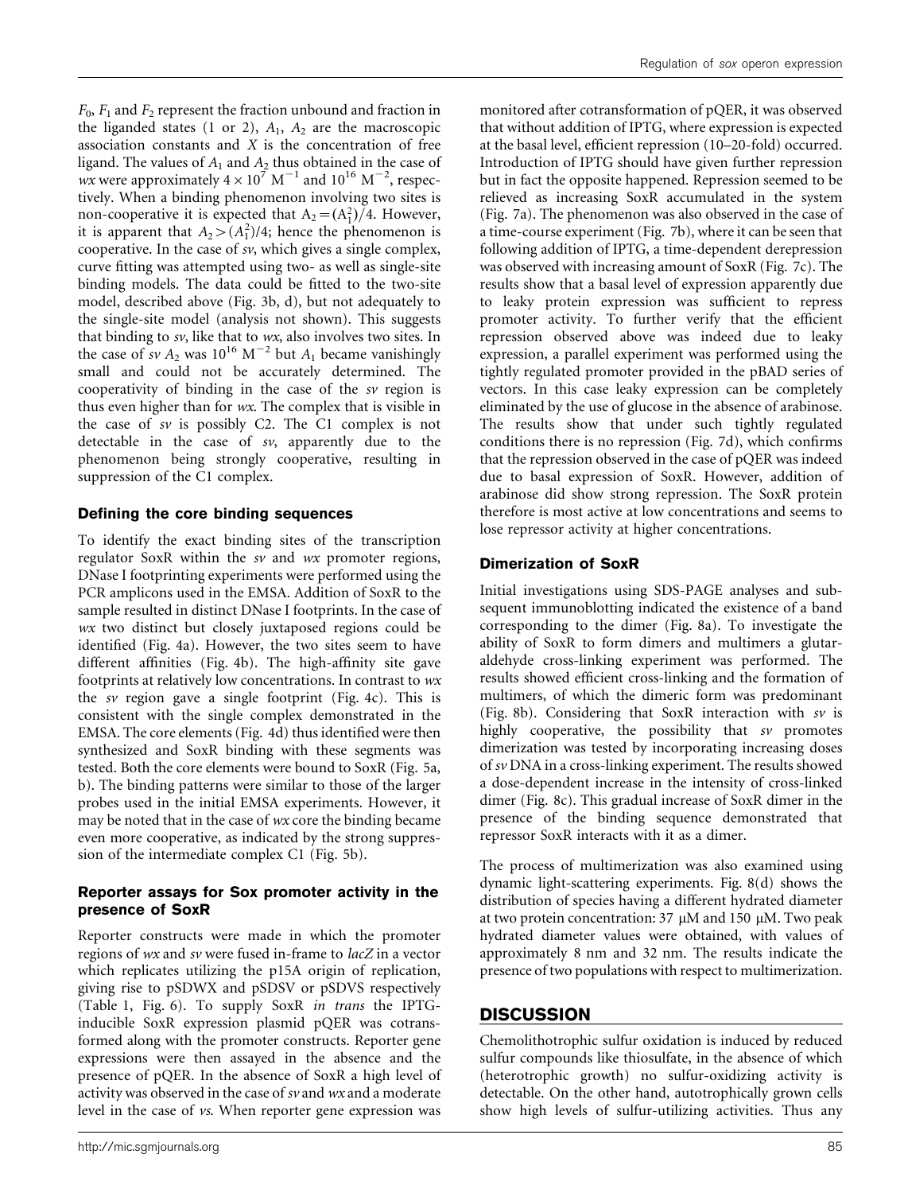$F_0$, $F_1$ and $F_2$ represent the fraction unbound and fraction in the liganded states (1 or 2), $A_1$, $A_2$ are the macroscopic association constants and $X$ is the concentration of free ligand. The values of $A_1$ and $A_2$ thus obtained in the case of *wx* were approximately $4 \times 10^7$ $M^{-1}$ and $10^{16}$ $M^{-2}$, respectively. When a binding phenomenon involving two sites is non-cooperative it is expected that $A_2 = (A_1^2)/4$. However, it is apparent that $A_2 > (A_1^2)/4$; hence the phenomenon is cooperative. In the case of *sv*, which gives a single complex, curve fitting was attempted using two- as well as single-site binding models. The data could be fitted to the two-site model, described above (Fig. 3b, d), but not adequately to the single-site model (analysis not shown). This suggests that binding to *sv*, like that to *wx*, also involves two sites. In the case of *sv* $A_2$ was $10^{16}$ $M^{-2}$ but $A_1$ became vanishingly small and could not be accurately determined. The cooperativity of binding in the case of the *sv* region is thus even higher than for *wx*. The complex that is visible in the case of *sv* is possibly C2. The C1 complex is not detectable in the case of *sv*, apparently due to the phenomenon being strongly cooperative, resulting in suppression of the C1 complex.

### Defining the core binding sequences

To identify the exact binding sites of the transcription regulator SoxR within the *sv* and *wx* promoter regions, DNase I footprinting experiments were performed using the PCR amplicons used in the EMSA. Addition of SoxR to the sample resulted in distinct DNase I footprints. In the case of *wx* two distinct but closely juxtaposed regions could be identified (Fig. 4a). However, the two sites seem to have different affinities (Fig. 4b). The high-affinity site gave footprints at relatively low concentrations. In contrast to *wx* the *sv* region gave a single footprint (Fig. 4c). This is consistent with the single complex demonstrated in the EMSA. The core elements (Fig. 4d) thus identified were then synthesized and SoxR binding with these segments was tested. Both the core elements were bound to SoxR (Fig. 5a, b). The binding patterns were similar to those of the larger probes used in the initial EMSA experiments. However, it may be noted that in the case of *wx* core the binding became even more cooperative, as indicated by the strong suppression of the intermediate complex C1 (Fig. 5b).

### Reporter assays for Sox promoter activity in the presence of SoxR

Reporter constructs were made in which the promoter regions of *wx* and *sv* were fused in-frame to *lacZ* in a vector which replicates utilizing the p15A origin of replication, giving rise to pSDWX and pSDSV or pSDVS respectively (Table 1, Fig. 6). To supply SoxR *in trans* the IPTG-inducible SoxR expression plasmid pQER was cotransformed along with the promoter constructs. Reporter gene expressions were then assayed in the absence and the presence of pQER. In the absence of SoxR a high level of activity was observed in the case of *sv* and *wx* and a moderate level in the case of *vs*. When reporter gene expression was monitored after cotransformation of pQER, it was observed that without addition of IPTG, where expression is expected at the basal level, efficient repression (10–20-fold) occurred. Introduction of IPTG should have given further repression but in fact the opposite happened. Repression seemed to be relieved as increasing SoxR accumulated in the system (Fig. 7a). The phenomenon was also observed in the case of a time-course experiment (Fig. 7b), where it can be seen that following addition of IPTG, a time-dependent derepression was observed with increasing amount of SoxR (Fig. 7c). The results show that a basal level of expression apparently due to leaky protein expression was sufficient to repress promoter activity. To further verify that the efficient repression observed above was indeed due to leaky expression, a parallel experiment was performed using the tightly regulated promoter provided in the pBAD series of vectors. In this case leaky expression can be completely eliminated by the use of glucose in the absence of arabinose. The results show that under such tightly regulated conditions there is no repression (Fig. 7d), which confirms that the repression observed in the case of pQER was indeed due to basal expression of SoxR. However, addition of arabinose did show strong repression. The SoxR protein therefore is most active at low concentrations and seems to lose repressor activity at higher concentrations.

### Dimerization of SoxR

Initial investigations using SDS-PAGE analyses and subsequent immunoblotting indicated the existence of a band corresponding to the dimer (Fig. 8a). To investigate the ability of SoxR to form dimers and multimers a glutaraldehyde cross-linking experiment was performed. The results showed efficient cross-linking and the formation of multimers, of which the dimeric form was predominant (Fig. 8b). Considering that SoxR interaction with *sv* is highly cooperative, the possibility that *sv* promotes dimerization was tested by incorporating increasing doses of *sv* DNA in a cross-linking experiment. The results showed a dose-dependent increase in the intensity of cross-linked dimer (Fig. 8c). This gradual increase of SoxR dimer in the presence of the binding sequence demonstrated that repressor SoxR interacts with it as a dimer.

The process of multimerization was also examined using dynamic light-scattering experiments. Fig. 8(d) shows the distribution of species having a different hydrated diameter at two protein concentration: 37 μM and 150 μM. Two peak hydrated diameter values were obtained, with values of approximately 8 nm and 32 nm. The results indicate the presence of two populations with respect to multimerization.

## DISCUSSION

Chemolithotrophic sulfur oxidation is induced by reduced sulfur compounds like thiosulfate, in the absence of which (heterotrophic growth) no sulfur-oxidizing activity is detectable. On the other hand, autotrophically grown cells show high levels of sulfur-utilizing activities. Thus any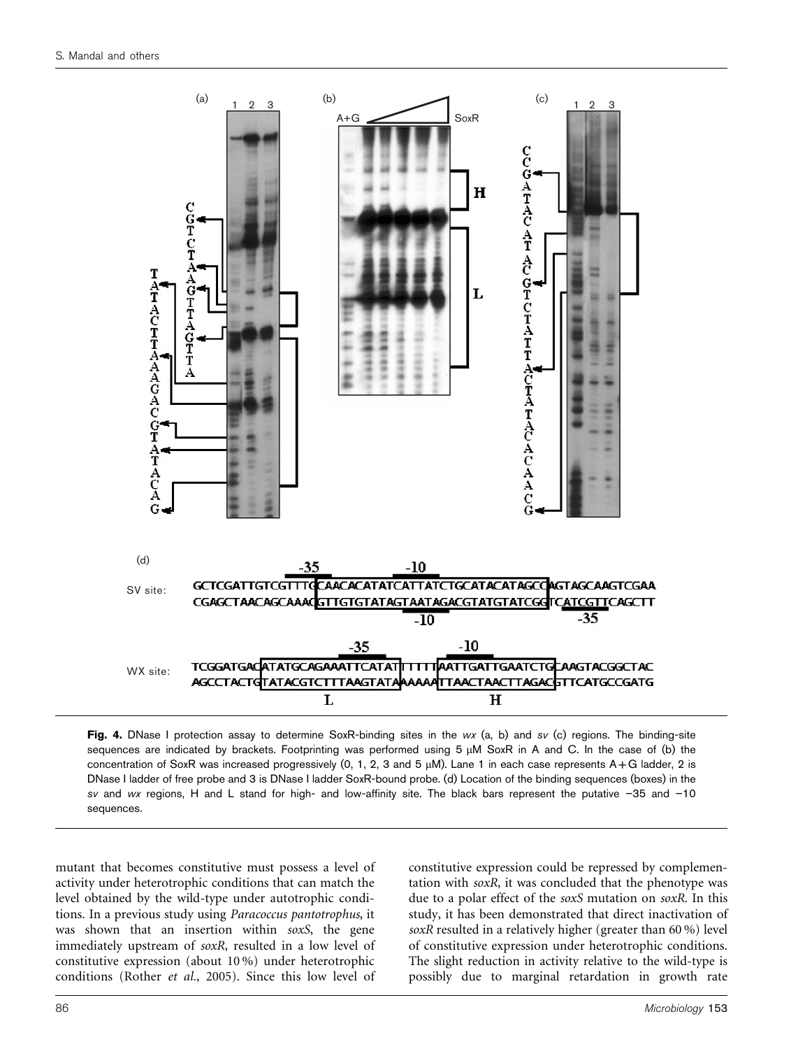**Fig. 4.** DNase I protection assay to determine SoxR-binding sites in the *wx* (a, b) and *sv* (c) regions. The binding-site sequences are indicated by brackets. Footprinting was performed using 5 μM SoxR in A and C. In the case of (b) the concentration of SoxR was increased progressively (0, 1, 2, 3 and 5 μM). Lane 1 in each case represents A+G ladder, 2 is DNase I ladder of free probe and 3 is DNase I ladder SoxR-bound probe. (d) Location of the binding sequences (boxes) in the *sv* and *wx* regions, H and L stand for high- and low-affinity site. The black bars represent the putative −35 and −10 sequences.

mutant that becomes constitutive must possess a level of activity under heterotrophic conditions that can match the level obtained by the wild-type under autotrophic conditions. In a previous study using *Paracoccus pantotrophus*, it was shown that an insertion within *soxS*, the gene immediately upstream of *soxR*, resulted in a low level of constitutive expression (about 10 %) under heterotrophic conditions (Rother *et al*., 2005). Since this low level of constitutive expression could be repressed by complementation with *soxR*, it was concluded that the phenotype was due to a polar effect of the *soxS* mutation on *soxR*. In this study, it has been demonstrated that direct inactivation of *soxR* resulted in a relatively higher (greater than 60 %) level of constitutive expression under heterotrophic conditions. The slight reduction in activity relative to the wild-type is possibly due to marginal retardation in growth rate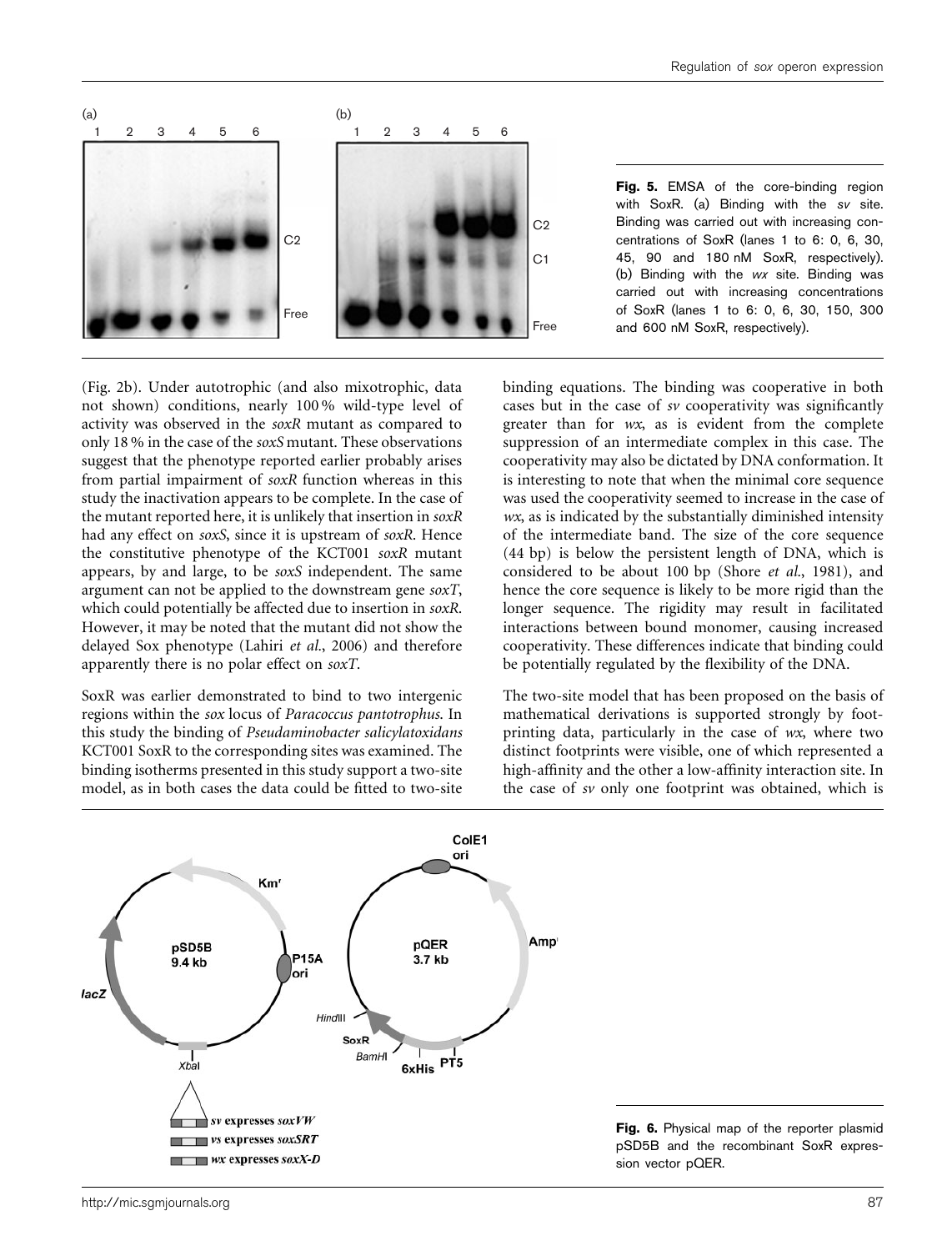Fig. 5. EMSA of the core-binding region with SoxR. (a) Binding with the *sv* site. Binding was carried out with increasing concentrations of SoxR (lanes 1 to 6: 0, 6, 30, 45, 90 and 180 nM SoxR, respectively). (b) Binding with the *wx* site. Binding was carried out with increasing concentrations of SoxR (lanes 1 to 6: 0, 6, 30, 150, 300 and 600 nM SoxR, respectively).

(Fig. 2b). Under autotrophic (and also mixotrophic, data not shown) conditions, nearly 100 % wild-type level of activity was observed in the *soxR* mutant as compared to only 18 % in the case of the *soxS* mutant. These observations suggest that the phenotype reported earlier probably arises from partial impairment of *soxR* function whereas in this study the inactivation appears to be complete. In the case of the mutant reported here, it is unlikely that insertion in *soxR* had any effect on *soxS*, since it is upstream of *soxR*. Hence the constitutive phenotype of the KCT001 *soxR* mutant appears, by and large, to be *soxS* independent. The same argument can not be applied to the downstream gene *soxT*, which could potentially be affected due to insertion in *soxR*. However, it may be noted that the mutant did not show the delayed Sox phenotype (Lahiri *et al.*, 2006) and therefore apparently there is no polar effect on *soxT*.

SoxR was earlier demonstrated to bind to two intergenic regions within the *sox* locus of *Paracoccus pantotrophus*. In this study the binding of *Pseudaminobacter salicylatoxidans* KCT001 SoxR to the corresponding sites was examined. The binding isotherms presented in this study support a two-site model, as in both cases the data could be fitted to two-site binding equations. The binding was cooperative in both cases but in the case of *sv* cooperativity was significantly greater than for *wx*, as is evident from the complete suppression of an intermediate complex in this case. The cooperativity may also be dictated by DNA conformation. It is interesting to note that when the minimal core sequence was used the cooperativity seemed to increase in the case of *wx*, as is indicated by the substantially diminished intensity of the intermediate band. The size of the core sequence (44 bp) is below the persistent length of DNA, which is considered to be about 100 bp (Shore *et al.*, 1981), and hence the core sequence is likely to be more rigid than the longer sequence. The rigidity may result in facilitated interactions between bound monomer, causing increased cooperativity. These differences indicate that binding could be potentially regulated by the flexibility of the DNA.

The two-site model that has been proposed on the basis of mathematical derivations is supported strongly by footprinting data, particularly in the case of *wx*, where two distinct footprints were visible, one of which represented a high-affinity and the other a low-affinity interaction site. In the case of *sv* only one footprint was obtained, which is

Fig. 6. Physical map of the reporter plasmid pSD5B and the recombinant SoxR expression vector pQER.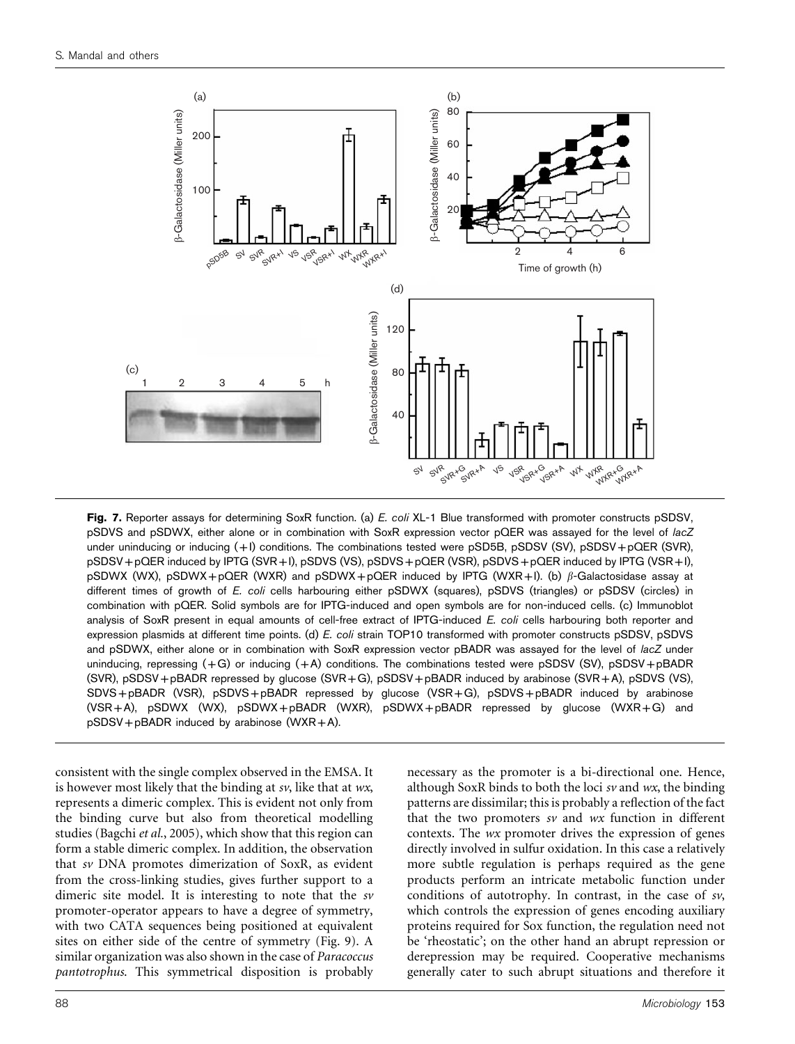(a)

β-Galactosidase (Miller units)

200

100

pSD5B SV SVR SVR+I VS VSR VSR+I WX WXR WXR+I

(b)

β-Galactosidase (Miller units)

80

60

40

20

2 4 6

Time of growth (h)

(c)

1 2 3 4 5 h

(d)

β-Galactosidase (Miller units)

120

80

40

SV SVR SVR+G SVR+A VS VSR VSR+G VSR+A WX WXR WXR+G WXR+A

**Fig. 7.** Reporter assays for determining SoxR function. (a) *E. coli* XL-1 Blue transformed with promoter constructs pSDSV, pSDVS and pSDWX, either alone or in combination with SoxR expression vector pQER was assayed for the level of *lacZ* under uninducing or inducing (+I) conditions. The combinations tested were pSD5B, pSDSV (SV), pSDSV+pQER (SVR), pSDSV+pQER induced by IPTG (SVR+I), pSDVS (VS), pSDVS+pQER (VSR), pSDVS+pQER induced by IPTG (VSR+I), pSDWX (WX), pSDWX+pQER (WXR) and pSDWX+pQER induced by IPTG (WXR+I). (b) β-Galactosidase assay at different times of growth of *E. coli* cells harbouring either pSDWX (squares), pSDVS (triangles) or pSDSV (circles) in combination with pQER. Solid symbols are for IPTG-induced and open symbols are for non-induced cells. (c) Immunoblot analysis of SoxR present in equal amounts of cell-free extract of IPTG-induced *E. coli* cells harbouring both reporter and expression plasmids at different time points. (d) *E. coli* strain TOP10 transformed with promoter constructs pSDSV, pSDVS and pSDWX, either alone or in combination with SoxR expression vector pBADR was assayed for the level of *lacZ* under uninducing, repressing (+G) or inducing (+A) conditions. The combinations tested were pSDSV (SV), pSDSV+pBADR (SVR), pSDSV+pBADR repressed by glucose (SVR+G), pSDSV+pBADR induced by arabinose (SVR+A), pSDVS (VS), SDVS+pBADR (VSR), pSDVS+pBADR repressed by glucose (VSR+G), pSDVS+pBADR induced by arabinose (VSR+A), pSDWX (WX), pSDWX+pBADR (WXR), pSDWX+pBADR repressed by glucose (WXR+G) and pSDSV+pBADR induced by arabinose (WXR+A).

consistent with the single complex observed in the EMSA. It is however most likely that the binding at *sv*, like that at *wx*, represents a dimeric complex. This is evident not only from the binding curve but also from theoretical modelling studies (Bagchi *et al.*, 2005), which show that this region can form a stable dimeric complex. In addition, the observation that *sv* DNA promotes dimerization of SoxR, as evident from the cross-linking studies, gives further support to a dimeric site model. It is interesting to note that the *sv* promoter-operator appears to have a degree of symmetry, with two CATA sequences being positioned at equivalent sites on either side of the centre of symmetry (Fig. 9). A similar organization was also shown in the case of *Paracoccus pantotrophus*. This symmetrical disposition is probably necessary as the promoter is a bi-directional one. Hence, although SoxR binds to both the loci *sv* and *wx*, the binding patterns are dissimilar; this is probably a reflection of the fact that the two promoters *sv* and *wx* function in different contexts. The *wx* promoter drives the expression of genes directly involved in sulfur oxidation. In this case a relatively more subtle regulation is perhaps required as the gene products perform an intricate metabolic function under conditions of autotrophy. In contrast, in the case of *sv*, which controls the expression of genes encoding auxiliary proteins required for Sox function, the regulation need not be 'rheostatic'; on the other hand an abrupt repression or derepression may be required. Cooperative mechanisms generally cater to such abrupt situations and therefore it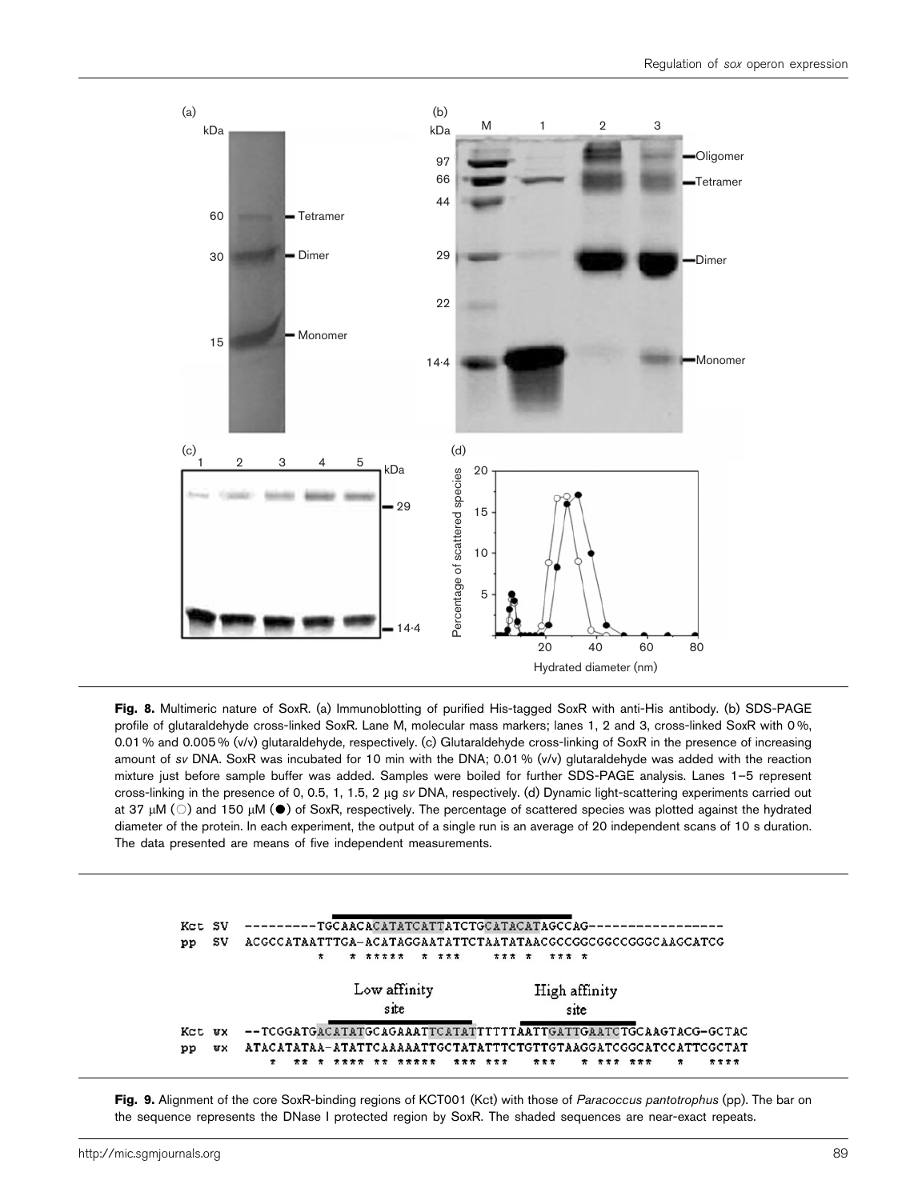**Fig. 8.** Multimeric nature of SoxR. (a) Immunoblotting of purified His-tagged SoxR with anti-His antibody. (b) SDS-PAGE profile of glutaraldehyde cross-linked SoxR. Lane M, molecular mass markers; lanes 1, 2 and 3, cross-linked SoxR with 0 %, 0.01 % and 0.005 % (v/v) glutaraldehyde, respectively. (c) Glutaraldehyde cross-linking of SoxR in the presence of increasing amount of *sv* DNA. SoxR was incubated for 10 min with the DNA; 0.01 % (v/v) glutaraldehyde was added with the reaction mixture just before sample buffer was added. Samples were boiled for further SDS-PAGE analysis. Lanes 1–5 represent cross-linking in the presence of 0, 0.5, 1, 1.5, 2 μg *sv* DNA, respectively. (d) Dynamic light-scattering experiments carried out at 37 μM (○) and 150 μM (●) of SoxR, respectively. The percentage of scattered species was plotted against the hydrated diameter of the protein. In each experiment, the output of a single run is an average of 20 independent scans of 10 s duration. The data presented are means of five independent measurements.

```
Kct SV   ---------TGCAACACATATCATTATCTGCATACATAGCCAG-----------------
pp  SV   ACGCCATAATTTGA-ACATAGGAATATTCTAATATAACGCCGGCGGCCGGGCAAGCATCG
                 *    * *****  * ***     *** *  *** *

                     Low affinity             High affinity
                         site                     site
Kct wx   --TCGGATGACATATGCAGAAATTCATATTTTTTAATTGATTGAATCTGCAAGTACG-GCTAC
pp  wx   ATACATATAA-ATATTCAAAAATTGCTATATTTCTGTTGTAAGGATCGGCATCCATTCGCTAT
            *  ** * **** ** *****  *** ***   ***   * *** ***   *    ****
```

**Fig. 9.** Alignment of the core SoxR-binding regions of KCT001 (Kct) with those of *Paracoccus pantotrophus* (pp). The bar on the sequence represents the DNase I protected region by SoxR. The shaded sequences are near-exact repeats.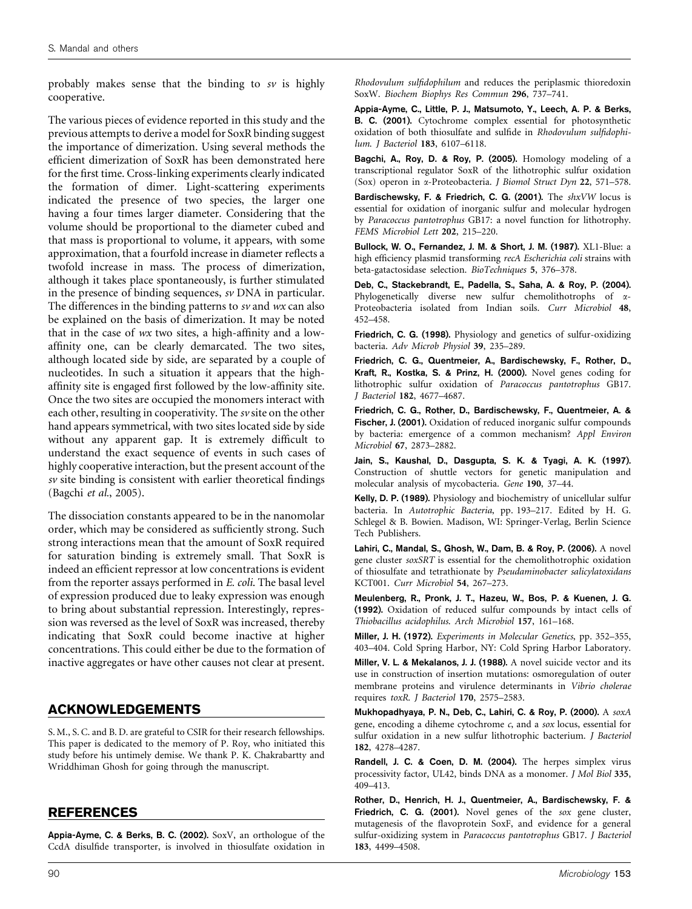probably makes sense that the binding to *sv* is highly cooperative.

The various pieces of evidence reported in this study and the previous attempts to derive a model for SoxR binding suggest the importance of dimerization. Using several methods the efficient dimerization of SoxR has been demonstrated here for the first time. Cross-linking experiments clearly indicated the formation of dimer. Light-scattering experiments indicated the presence of two species, the larger one having a four times larger diameter. Considering that the volume should be proportional to the diameter cubed and that mass is proportional to volume, it appears, with some approximation, that a fourfold increase in diameter reflects a twofold increase in mass. The process of dimerization, although it takes place spontaneously, is further stimulated in the presence of binding sequences, *sv* DNA in particular. The differences in the binding patterns to *sv* and *wx* can also be explained on the basis of dimerization. It may be noted that in the case of *wx* two sites, a high-affinity and a low-affinity one, can be clearly demarcated. The two sites, although located side by side, are separated by a couple of nucleotides. In such a situation it appears that the high-affinity site is engaged first followed by the low-affinity site. Once the two sites are occupied the monomers interact with each other, resulting in cooperativity. The *sv* site on the other hand appears symmetrical, with two sites located side by side without any apparent gap. It is extremely difficult to understand the exact sequence of events in such cases of highly cooperative interaction, but the present account of the *sv* site binding is consistent with earlier theoretical findings (Bagchi *et al.*, 2005).

The dissociation constants appeared to be in the nanomolar order, which may be considered as sufficiently strong. Such strong interactions mean that the amount of SoxR required for saturation binding is extremely small. That SoxR is indeed an efficient repressor at low concentrations is evident from the reporter assays performed in *E. coli*. The basal level of expression produced due to leaky expression was enough to bring about substantial repression. Interestingly, repression was reversed as the level of SoxR was increased, thereby indicating that SoxR could become inactive at higher concentrations. This could either be due to the formation of inactive aggregates or have other causes not clear at present.

## ACKNOWLEDGEMENTS

S. M., S. C. and B. D. are grateful to CSIR for their research fellowships. This paper is dedicated to the memory of P. Roy, who initiated this study before his untimely demise. We thank P. K. Chakrabartty and Wriddhiman Ghosh for going through the manuscript.

## REFERENCES

**Appia-Ayme, C. & Berks, B. C. (2002).** SoxV, an orthologue of the CcdA disulfide transporter, is involved in thiosulfate oxidation in *Rhodovulum sulfidophilum* and reduces the periplasmic thioredoxin SoxW. *Biochem Biophys Res Commun* **296**, 737–741.

**Appia-Ayme, C., Little, P. J., Matsumoto, Y., Leech, A. P. & Berks, B. C. (2001).** Cytochrome complex essential for photosynthetic oxidation of both thiosulfate and sulfide in *Rhodovulum sulfidophilum*. *J Bacteriol* **183**, 6107–6118.

**Bagchi, A., Roy, D. & Roy, P. (2005).** Homology modeling of a transcriptional regulator SoxR of the lithotrophic sulfur oxidation (Sox) operon in α-Proteobacteria. *J Biomol Struct Dyn* **22**, 571–578.

**Bardischewsky, F. & Friedrich, C. G. (2001).** The *shxVW* locus is essential for oxidation of inorganic sulfur and molecular hydrogen by *Paracoccus pantotrophus* GB17: a novel function for lithotrophy. *FEMS Microbiol Lett* **202**, 215–220.

**Bullock, W. O., Fernandez, J. M. & Short, J. M. (1987).** XL1-Blue: a high efficiency plasmid transforming *recA Escherichia coli* strains with beta-gatactosidase selection. *BioTechniques* **5**, 376–378.

**Deb, C., Stackebrandt, E., Padella, S., Saha, A. & Roy, P. (2004).** Phylogenetically diverse new sulfur chemolithotrophs of α-Proteobacteria isolated from Indian soils. *Curr Microbiol* **48**, 452–458.

**Friedrich, C. G. (1998).** Physiology and genetics of sulfur-oxidizing bacteria. *Adv Microb Physiol* **39**, 235–289.

**Friedrich, C. G., Quentmeier, A., Bardischewsky, F., Rother, D., Kraft, R., Kostka, S. & Prinz, H. (2000).** Novel genes coding for lithotrophic sulfur oxidation of *Paracoccus pantotrophus* GB17. *J Bacteriol* **182**, 4677–4687.

**Friedrich, C. G., Rother, D., Bardischewsky, F., Quentmeier, A. & Fischer, J. (2001).** Oxidation of reduced inorganic sulfur compounds by bacteria: emergence of a common mechanism? *Appl Environ Microbiol* **67**, 2873–2882.

**Jain, S., Kaushal, D., Dasgupta, S. K. & Tyagi, A. K. (1997).** Construction of shuttle vectors for genetic manipulation and molecular analysis of mycobacteria. *Gene* **190**, 37–44.

**Kelly, D. P. (1989).** Physiology and biochemistry of unicellular sulfur bacteria. In *Autotrophic Bacteria*, pp. 193–217. Edited by H. G. Schlegel & B. Bowien. Madison, WI: Springer-Verlag, Berlin Science Tech Publishers.

**Lahiri, C., Mandal, S., Ghosh, W., Dam, B. & Roy, P. (2006).** A novel gene cluster *soxSRT* is essential for the chemolithotrophic oxidation of thiosulfate and tetrathionate by *Pseudaminobacter salicylatoxidans* KCT001. *Curr Microbiol* **54**, 267–273.

**Meulenberg, R., Pronk, J. T., Hazeu, W., Bos, P. & Kuenen, J. G. (1992).** Oxidation of reduced sulfur compounds by intact cells of *Thiobacillus acidophilus*. *Arch Microbiol* **157**, 161–168.

**Miller, J. H. (1972).** *Experiments in Molecular Genetics*, pp. 352–355, 403–404. Cold Spring Harbor, NY: Cold Spring Harbor Laboratory.

**Miller, V. L. & Mekalanos, J. J. (1988).** A novel suicide vector and its use in construction of insertion mutations: osmoregulation of outer membrane proteins and virulence determinants in *Vibrio cholerae* requires *toxR*. *J Bacteriol* **170**, 2575–2583.

**Mukhopadhyaya, P. N., Deb, C., Lahiri, C. & Roy, P. (2000).** A *soxA* gene, encoding a diheme cytochrome *c*, and a *sox* locus, essential for sulfur oxidation in a new sulfur lithotrophic bacterium. *J Bacteriol* **182**, 4278–4287.

**Randell, J. C. & Coen, D. M. (2004).** The herpes simplex virus processivity factor, UL42, binds DNA as a monomer. *J Mol Biol* **335**, 409–413.

**Rother, D., Henrich, H. J., Quentmeier, A., Bardischewsky, F. & Friedrich, C. G. (2001).** Novel genes of the *sox* gene cluster, mutagenesis of the flavoprotein SoxF, and evidence for a general sulfur-oxidizing system in *Paracoccus pantotrophus* GB17. *J Bacteriol* **183**, 4499–4508.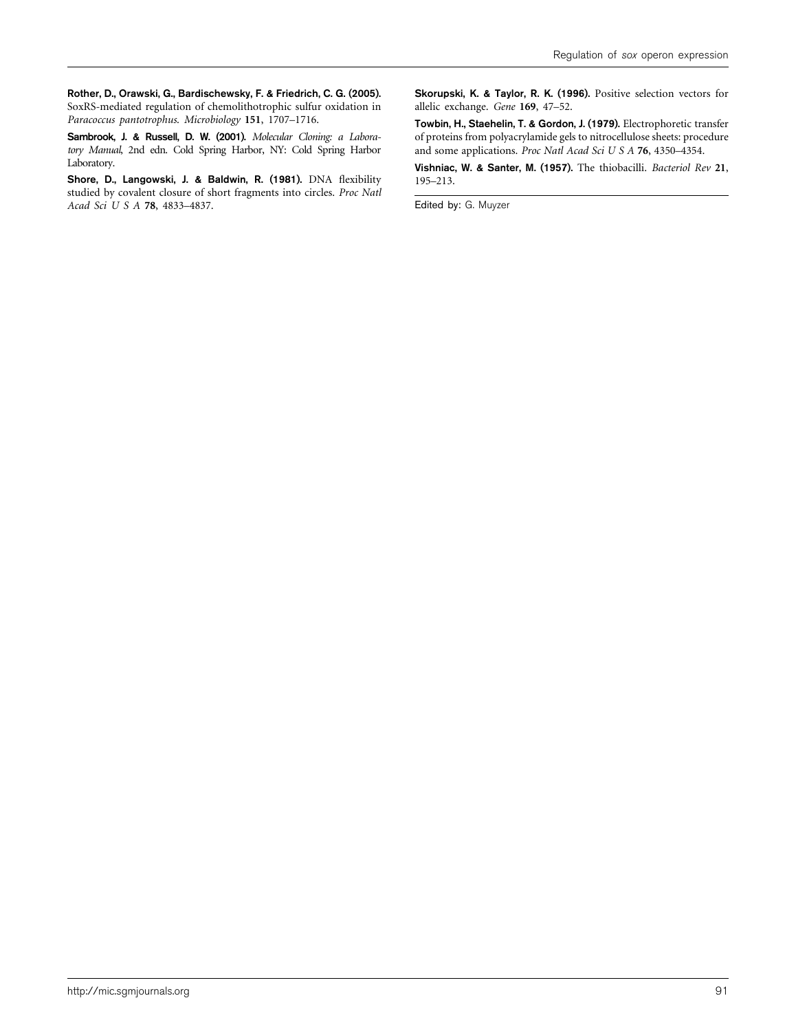**Rother, D., Orawski, G., Bardischewsky, F. & Friedrich, C. G. (2005).** SoxRS-mediated regulation of chemolithotrophic sulfur oxidation in *Paracoccus pantotrophus*. *Microbiology* **151**, 1707–1716.

**Sambrook, J. & Russell, D. W. (2001).** *Molecular Cloning: a Laboratory Manual*, 2nd edn. Cold Spring Harbor, NY: Cold Spring Harbor Laboratory.

**Shore, D., Langowski, J. & Baldwin, R. (1981).** DNA flexibility studied by covalent closure of short fragments into circles. *Proc Natl Acad Sci U S A* **78**, 4833–4837.

**Skorupski, K. & Taylor, R. K. (1996).** Positive selection vectors for allelic exchange. *Gene* **169**, 47–52.

**Towbin, H., Staehelin, T. & Gordon, J. (1979).** Electrophoretic transfer of proteins from polyacrylamide gels to nitrocellulose sheets: procedure and some applications. *Proc Natl Acad Sci U S A* **76**, 4350–4354.

**Vishniac, W. & Santer, M. (1957).** The thiobacilli. *Bacteriol Rev* **21**, 195–213.

Edited by: G. Muyzer